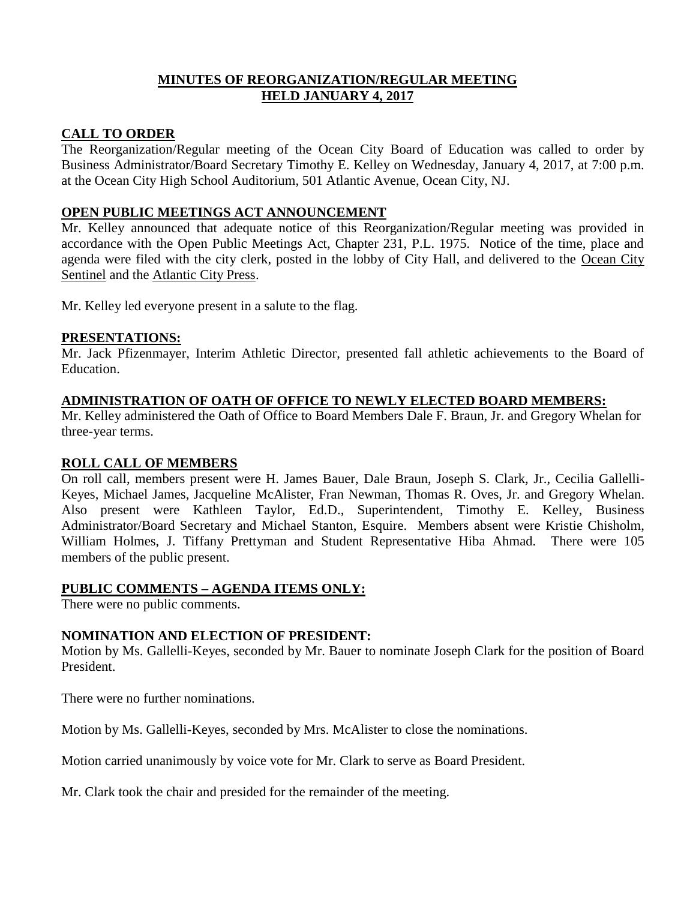# MINUTES OF REORGANIZATION/REGULAR MEETING
# HELD JANUARY 4, 2017

## CALL TO ORDER

The Reorganization/Regular meeting of the Ocean City Board of Education was called to order by Business Administrator/Board Secretary Timothy E. Kelley on Wednesday, January 4, 2017, at 7:00 p.m. at the Ocean City High School Auditorium, 501 Atlantic Avenue, Ocean City, NJ.

## OPEN PUBLIC MEETINGS ACT ANNOUNCEMENT

Mr. Kelley announced that adequate notice of this Reorganization/Regular meeting was provided in accordance with the Open Public Meetings Act, Chapter 231, P.L. 1975. Notice of the time, place and agenda were filed with the city clerk, posted in the lobby of City Hall, and delivered to the Ocean City Sentinel and the Atlantic City Press.

Mr. Kelley led everyone present in a salute to the flag.

## PRESENTATIONS:

Mr. Jack Pfizenmayer, Interim Athletic Director, presented fall athletic achievements to the Board of Education.

## ADMINISTRATION OF OATH OF OFFICE TO NEWLY ELECTED BOARD MEMBERS:

Mr. Kelley administered the Oath of Office to Board Members Dale F. Braun, Jr. and Gregory Whelan for three-year terms.

## ROLL CALL OF MEMBERS

On roll call, members present were H. James Bauer, Dale Braun, Joseph S. Clark, Jr., Cecilia Gallelli-Keyes, Michael James, Jacqueline McAlister, Fran Newman, Thomas R. Oves, Jr. and Gregory Whelan. Also present were Kathleen Taylor, Ed.D., Superintendent, Timothy E. Kelley, Business Administrator/Board Secretary and Michael Stanton, Esquire. Members absent were Kristie Chisholm, William Holmes, J. Tiffany Prettyman and Student Representative Hiba Ahmad. There were 105 members of the public present.

## PUBLIC COMMENTS – AGENDA ITEMS ONLY:

There were no public comments.

## NOMINATION AND ELECTION OF PRESIDENT:

Motion by Ms. Gallelli-Keyes, seconded by Mr. Bauer to nominate Joseph Clark for the position of Board President.

There were no further nominations.

Motion by Ms. Gallelli-Keyes, seconded by Mrs. McAlister to close the nominations.

Motion carried unanimously by voice vote for Mr. Clark to serve as Board President.

Mr. Clark took the chair and presided for the remainder of the meeting.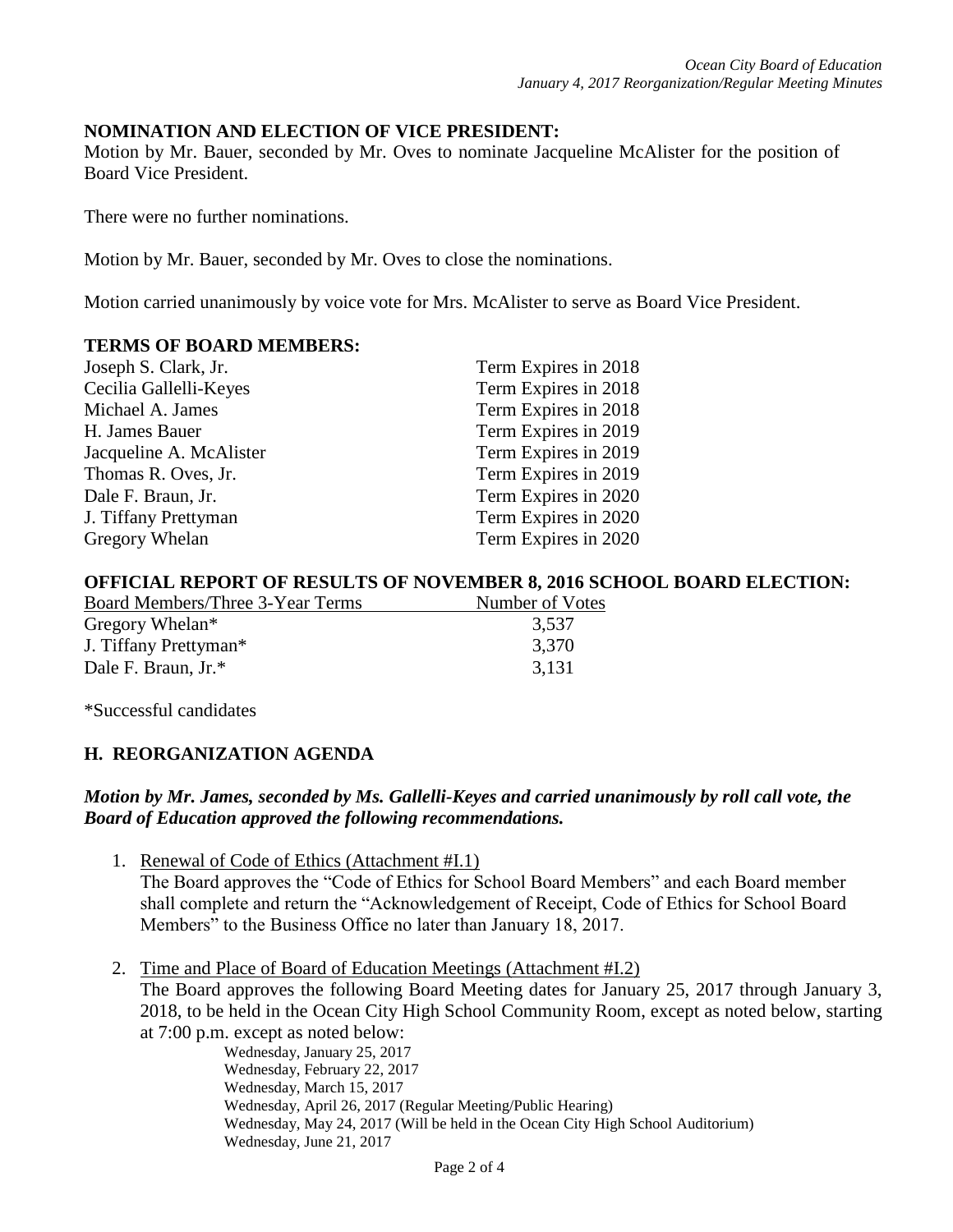**NOMINATION AND ELECTION OF VICE PRESIDENT:**

Motion by Mr. Bauer, seconded by Mr. Oves to nominate Jacqueline McAlister for the position of Board Vice President.

There were no further nominations.

Motion by Mr. Bauer, seconded by Mr. Oves to close the nominations.

Motion carried unanimously by voice vote for Mrs. McAlister to serve as Board Vice President.

**TERMS OF BOARD MEMBERS:**

| | |
|---|---|
| Joseph S. Clark, Jr. | Term Expires in 2018 |
| Cecilia Gallelli-Keyes | Term Expires in 2018 |
| Michael A. James | Term Expires in 2018 |
| H. James Bauer | Term Expires in 2019 |
| Jacqueline A. McAlister | Term Expires in 2019 |
| Thomas R. Oves, Jr. | Term Expires in 2019 |
| Dale F. Braun, Jr. | Term Expires in 2020 |
| J. Tiffany Prettyman | Term Expires in 2020 |
| Gregory Whelan | Term Expires in 2020 |

**OFFICIAL REPORT OF RESULTS OF NOVEMBER 8, 2016 SCHOOL BOARD ELECTION:**

| Board Members/Three 3-Year Terms | Number of Votes |
|---|---|
| Gregory Whelan* | 3,537 |
| J. Tiffany Prettyman* | 3,370 |
| Dale F. Braun, Jr.* | 3,131 |

*Successful candidates

## H. REORGANIZATION AGENDA

***Motion by Mr. James, seconded by Ms. Gallelli-Keyes and carried unanimously by roll call vote, the Board of Education approved the following recommendations.***

1. Renewal of Code of Ethics (Attachment #I.1)
   The Board approves the "Code of Ethics for School Board Members" and each Board member shall complete and return the "Acknowledgement of Receipt, Code of Ethics for School Board Members" to the Business Office no later than January 18, 2017.

2. Time and Place of Board of Education Meetings (Attachment #I.2)
   The Board approves the following Board Meeting dates for January 25, 2017 through January 3, 2018, to be held in the Ocean City High School Community Room, except as noted below, starting at 7:00 p.m. except as noted below:

   Wednesday, January 25, 2017
   Wednesday, February 22, 2017
   Wednesday, March 15, 2017
   Wednesday, April 26, 2017 (Regular Meeting/Public Hearing)
   Wednesday, May 24, 2017 (Will be held in the Ocean City High School Auditorium)
   Wednesday, June 21, 2017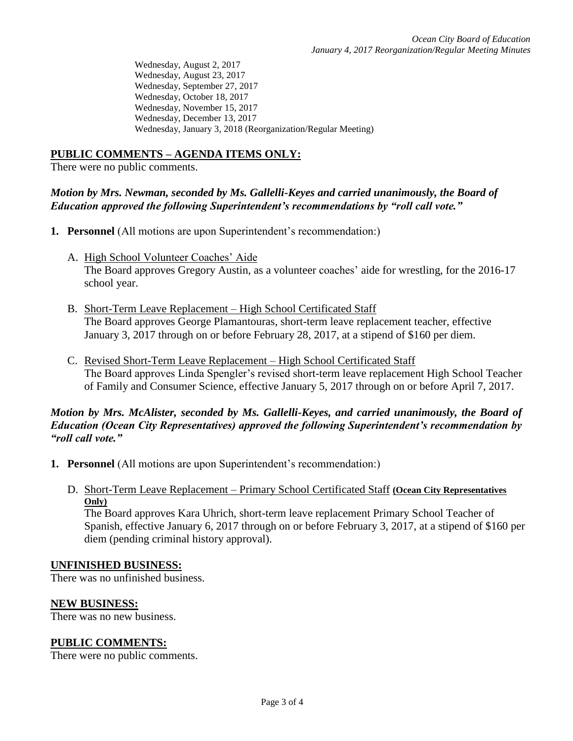Wednesday, August 2, 2017
Wednesday, August 23, 2017
Wednesday, September 27, 2017
Wednesday, October 18, 2017
Wednesday, November 15, 2017
Wednesday, December 13, 2017
Wednesday, January 3, 2018 (Reorganization/Regular Meeting)

## PUBLIC COMMENTS – AGENDA ITEMS ONLY:

There were no public comments.

***Motion by Mrs. Newman, seconded by Ms. Gallelli-Keyes and carried unanimously, the Board of Education approved the following Superintendent's recommendations by "roll call vote."***

1. **Personnel** (All motions are upon Superintendent's recommendation:)

   A. High School Volunteer Coaches' Aide
   The Board approves Gregory Austin, as a volunteer coaches' aide for wrestling, for the 2016-17 school year.

   B. Short-Term Leave Replacement – High School Certificated Staff
   The Board approves George Plamantouras, short-term leave replacement teacher, effective January 3, 2017 through on or before February 28, 2017, at a stipend of $160 per diem.

   C. Revised Short-Term Leave Replacement – High School Certificated Staff
   The Board approves Linda Spengler's revised short-term leave replacement High School Teacher of Family and Consumer Science, effective January 5, 2017 through on or before April 7, 2017.

***Motion by Mrs. McAlister, seconded by Ms. Gallelli-Keyes, and carried unanimously, the Board of Education (Ocean City Representatives) approved the following Superintendent's recommendation by "roll call vote."***

1. **Personnel** (All motions are upon Superintendent's recommendation:)

   D. Short-Term Leave Replacement – Primary School Certificated Staff **(Ocean City Representatives Only)**
   The Board approves Kara Uhrich, short-term leave replacement Primary School Teacher of Spanish, effective January 6, 2017 through on or before February 3, 2017, at a stipend of $160 per diem (pending criminal history approval).

## UNFINISHED BUSINESS:

There was no unfinished business.

## NEW BUSINESS:

There was no new business.

## PUBLIC COMMENTS:

There were no public comments.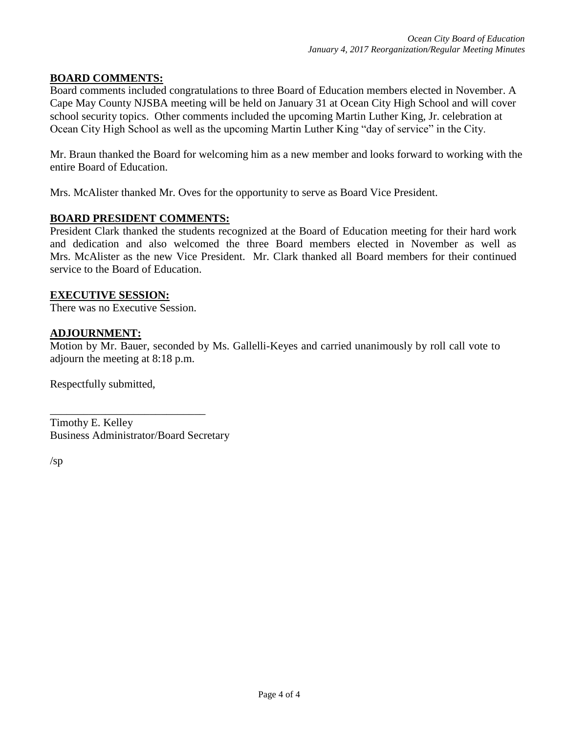**BOARD COMMENTS:**

Board comments included congratulations to three Board of Education members elected in November. A Cape May County NJSBA meeting will be held on January 31 at Ocean City High School and will cover school security topics. Other comments included the upcoming Martin Luther King, Jr. celebration at Ocean City High School as well as the upcoming Martin Luther King "day of service" in the City.

Mr. Braun thanked the Board for welcoming him as a new member and looks forward to working with the entire Board of Education.

Mrs. McAlister thanked Mr. Oves for the opportunity to serve as Board Vice President.

**BOARD PRESIDENT COMMENTS:**

President Clark thanked the students recognized at the Board of Education meeting for their hard work and dedication and also welcomed the three Board members elected in November as well as Mrs. McAlister as the new Vice President. Mr. Clark thanked all Board members for their continued service to the Board of Education.

**EXECUTIVE SESSION:**

There was no Executive Session.

**ADJOURNMENT:**

Motion by Mr. Bauer, seconded by Ms. Gallelli-Keyes and carried unanimously by roll call vote to adjourn the meeting at 8:18 p.m.

Respectfully submitted,

\_\_\_\_\_\_\_\_\_\_\_\_\_\_\_\_\_\_\_\_\_\_\_\_\_\_\_\_\_

Timothy E. Kelley
Business Administrator/Board Secretary

/sp